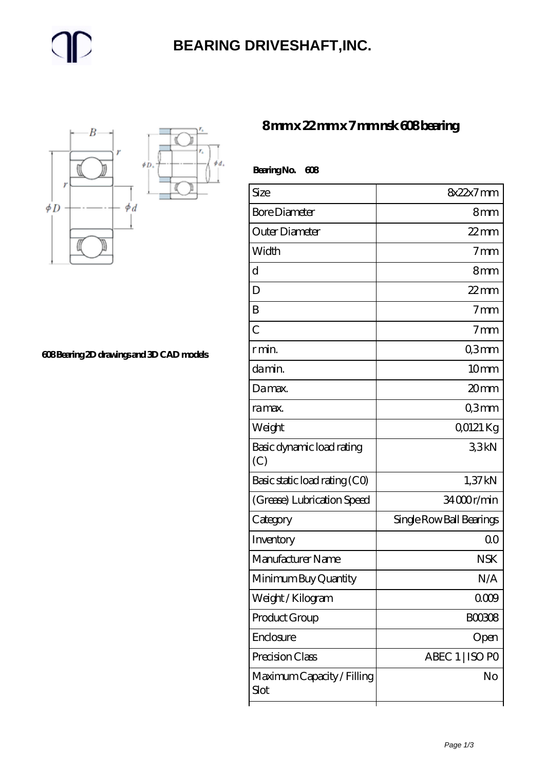# BEARING DRIVESHAFT,INC.

## 8 mm x 22 mm x 7 mm nsk 608 bearing

608 Bearing 2D drawings and 3D CAD models

**Bearing No. 608**

| Size | 8x22x7 mm |
|---|---|
| Bore Diameter | 8 mm |
| Outer Diameter | 22 mm |
| Width | 7 mm |
| d | 8 mm |
| D | 22 mm |
| B | 7 mm |
| C | 7 mm |
| r min. | 0,3 mm |
| da min. | 10 mm |
| Da max. | 20 mm |
| ra max. | 0,3 mm |
| Weight | 0,0121 Kg |
| Basic dynamic load rating (C) | 3,3 kN |
| Basic static load rating (C0) | 1,37 kN |
| (Grease) Lubrication Speed | 34 000 r/min |
| Category | Single Row Ball Bearings |
| Inventory | 0.0 |
| Manufacturer Name | NSK |
| Minimum Buy Quantity | N/A |
| Weight / Kilogram | 0.009 |
| Product Group | B00308 |
| Enclosure | Open |
| Precision Class | ABEC 1 \| ISO P0 |
| Maximum Capacity / Filling Slot | No |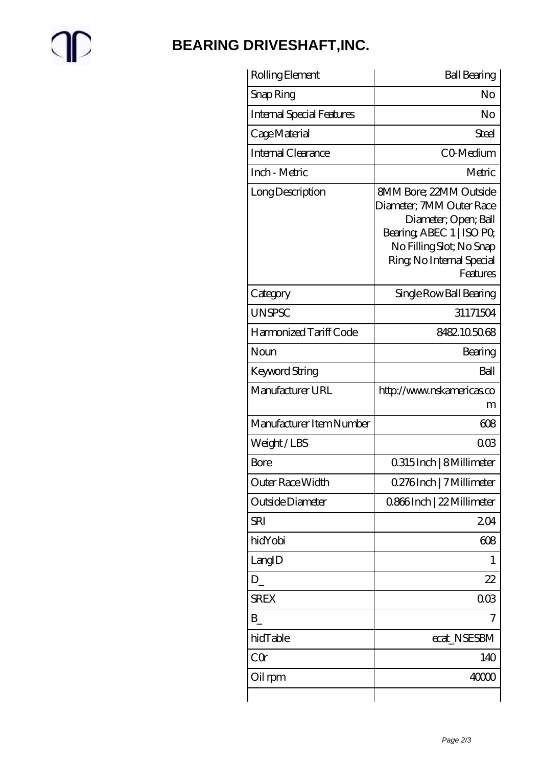# BEARING DRIVESHAFT,INC.

| | |
|---|---|
| Rolling Element | Ball Bearing |
| Snap Ring | No |
| Internal Special Features | No |
| Cage Material | Steel |
| Internal Clearance | C0-Medium |
| Inch - Metric | Metric |
| Long Description | 8MM Bore; 22MM Outside Diameter; 7MM Outer Race Diameter; Open; Ball Bearing; ABEC 1 \| ISO P0; No Filling Slot; No Snap Ring; No Internal Special Features |
| Category | Single Row Ball Bearing |
| UNSPSC | 31171504 |
| Harmonized Tariff Code | 8482.10.50.68 |
| Noun | Bearing |
| Keyword String | Ball |
| Manufacturer URL | http://www.nskamericas.com |
| Manufacturer Item Number | 608 |
| Weight / LBS | 0.03 |
| Bore | 0.315 Inch \| 8 Millimeter |
| Outer Race Width | 0.276 Inch \| 7 Millimeter |
| Outside Diameter | 0.866 Inch \| 22 Millimeter |
| SRI | 2.04 |
| hidYobi | 608 |
| LangID | 1 |
| D_ | 22 |
| SREX | 0.03 |
| B_ | 7 |
| hidTable | ecat_NSESBM |
| C0r | 140 |
| Oil rpm | 40000 |
| | |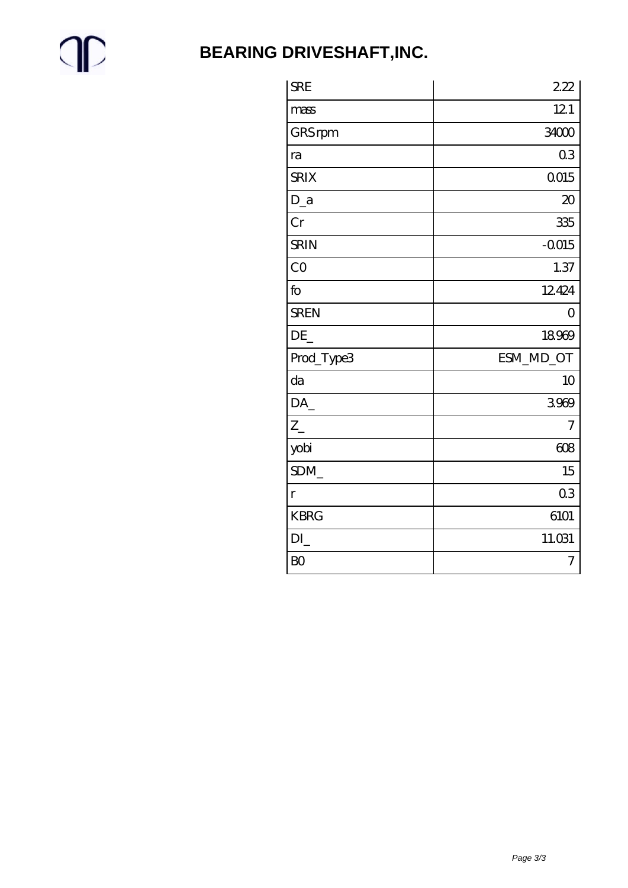| | |
|---|---|
| SRE | 2.22 |
| mass | 12.1 |
| GRS rpm | 34000 |
| ra | 0.3 |
| SRIX | 0.015 |
| D_a | 20 |
| Cr | 3.35 |
| SRIN | -0.015 |
| C0 | 1.37 |
| fo | 12.424 |
| SREN | 0 |
| DE_ | 18.969 |
| Prod_Type3 | ESM_MD_OT |
| da | 10 |
| DA_ | 3.969 |
| Z_ | 7 |
| yobi | 608 |
| SDM_ | 15 |
| r | 0.3 |
| KBRG | 6101 |
| DI_ | 11.031 |
| B0 | 7 |